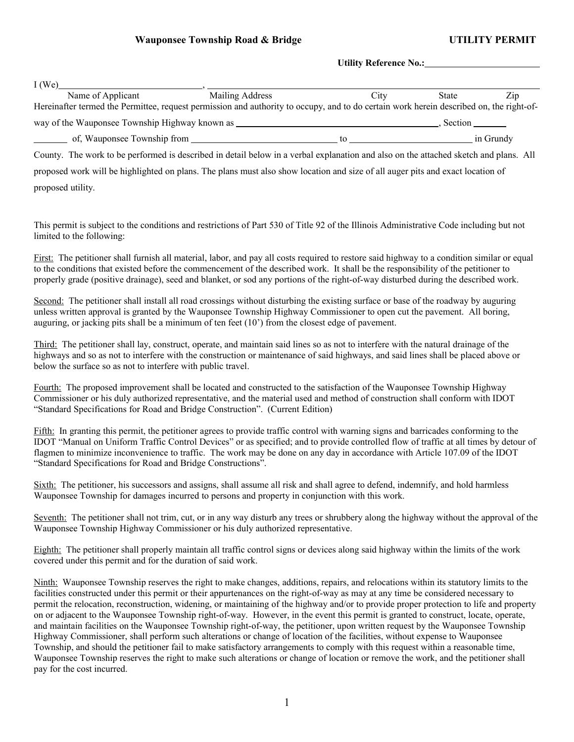**Wauponsee Township Road & Bridge** **UTILITY PERMIT**

**Utility Reference No.:**\_\_\_\_\_\_\_\_\_\_\_\_\_\_\_\_\_\_\_\_\_\_\_\_

I (We)\_\_\_\_\_\_\_\_\_\_\_\_\_\_\_\_\_\_\_\_\_\_\_\_\_\_\_\_\_, \_\_\_\_\_\_\_\_\_\_\_\_\_\_\_\_\_\_\_\_\_\_\_\_\_\_\_\_\_\_\_\_\_\_\_\_\_\_\_\_\_\_\_\_\_\_\_\_\_\_\_\_\_\_\_\_\_\_\_\_\_\_\_\_\_\_\_

Name of Applicant    Mailing Address    City    State    Zip

Hereinafter termed the Permittee, request permission and authority to occupy, and to do certain work herein described on, the right-of-way of the Wauponsee Township Highway known as \_\_\_\_\_\_\_\_\_\_\_\_\_\_\_\_\_\_\_\_\_\_\_\_\_\_\_\_\_\_\_\_\_\_\_\_\_\_\_\_\_\_\_\_, Section \_\_\_\_\_\_\_ \_\_\_\_\_\_\_ of, Wauponsee Township from \_\_\_\_\_\_\_\_\_\_\_\_\_\_\_\_\_\_\_\_\_\_\_\_\_\_\_\_\_\_\_\_ to \_\_\_\_\_\_\_\_\_\_\_\_\_\_\_\_\_\_\_\_\_\_\_\_\_\_\_\_ in Grundy County. The work to be performed is described in detail below in a verbal explanation and also on the attached sketch and plans. All proposed work will be highlighted on plans. The plans must also show location and size of all auger pits and exact location of proposed utility.

This permit is subject to the conditions and restrictions of Part 530 of Title 92 of the Illinois Administrative Code including but not limited to the following:

First: The petitioner shall furnish all material, labor, and pay all costs required to restore said highway to a condition similar or equal to the conditions that existed before the commencement of the described work. It shall be the responsibility of the petitioner to properly grade (positive drainage), seed and blanket, or sod any portions of the right-of-way disturbed during the described work.

Second: The petitioner shall install all road crossings without disturbing the existing surface or base of the roadway by auguring unless written approval is granted by the Wauponsee Township Highway Commissioner to open cut the pavement. All boring, auguring, or jacking pits shall be a minimum of ten feet (10') from the closest edge of pavement.

Third: The petitioner shall lay, construct, operate, and maintain said lines so as not to interfere with the natural drainage of the highways and so as not to interfere with the construction or maintenance of said highways, and said lines shall be placed above or below the surface so as not to interfere with public travel.

Fourth: The proposed improvement shall be located and constructed to the satisfaction of the Wauponsee Township Highway Commissioner or his duly authorized representative, and the material used and method of construction shall conform with IDOT "Standard Specifications for Road and Bridge Construction". (Current Edition)

Fifth: In granting this permit, the petitioner agrees to provide traffic control with warning signs and barricades conforming to the IDOT "Manual on Uniform Traffic Control Devices" or as specified; and to provide controlled flow of traffic at all times by detour of flagmen to minimize inconvenience to traffic. The work may be done on any day in accordance with Article 107.09 of the IDOT "Standard Specifications for Road and Bridge Constructions".

Sixth: The petitioner, his successors and assigns, shall assume all risk and shall agree to defend, indemnify, and hold harmless Wauponsee Township for damages incurred to persons and property in conjunction with this work.

Seventh: The petitioner shall not trim, cut, or in any way disturb any trees or shrubbery along the highway without the approval of the Wauponsee Township Highway Commissioner or his duly authorized representative.

Eighth: The petitioner shall properly maintain all traffic control signs or devices along said highway within the limits of the work covered under this permit and for the duration of said work.

Ninth: Wauponsee Township reserves the right to make changes, additions, repairs, and relocations within its statutory limits to the facilities constructed under this permit or their appurtenances on the right-of-way as may at any time be considered necessary to permit the relocation, reconstruction, widening, or maintaining of the highway and/or to provide proper protection to life and property on or adjacent to the Wauponsee Township right-of-way. However, in the event this permit is granted to construct, locate, operate, and maintain facilities on the Wauponsee Township right-of-way, the petitioner, upon written request by the Wauponsee Township Highway Commissioner, shall perform such alterations or change of location of the facilities, without expense to Wauponsee Township, and should the petitioner fail to make satisfactory arrangements to comply with this request within a reasonable time, Wauponsee Township reserves the right to make such alterations or change of location or remove the work, and the petitioner shall pay for the cost incurred.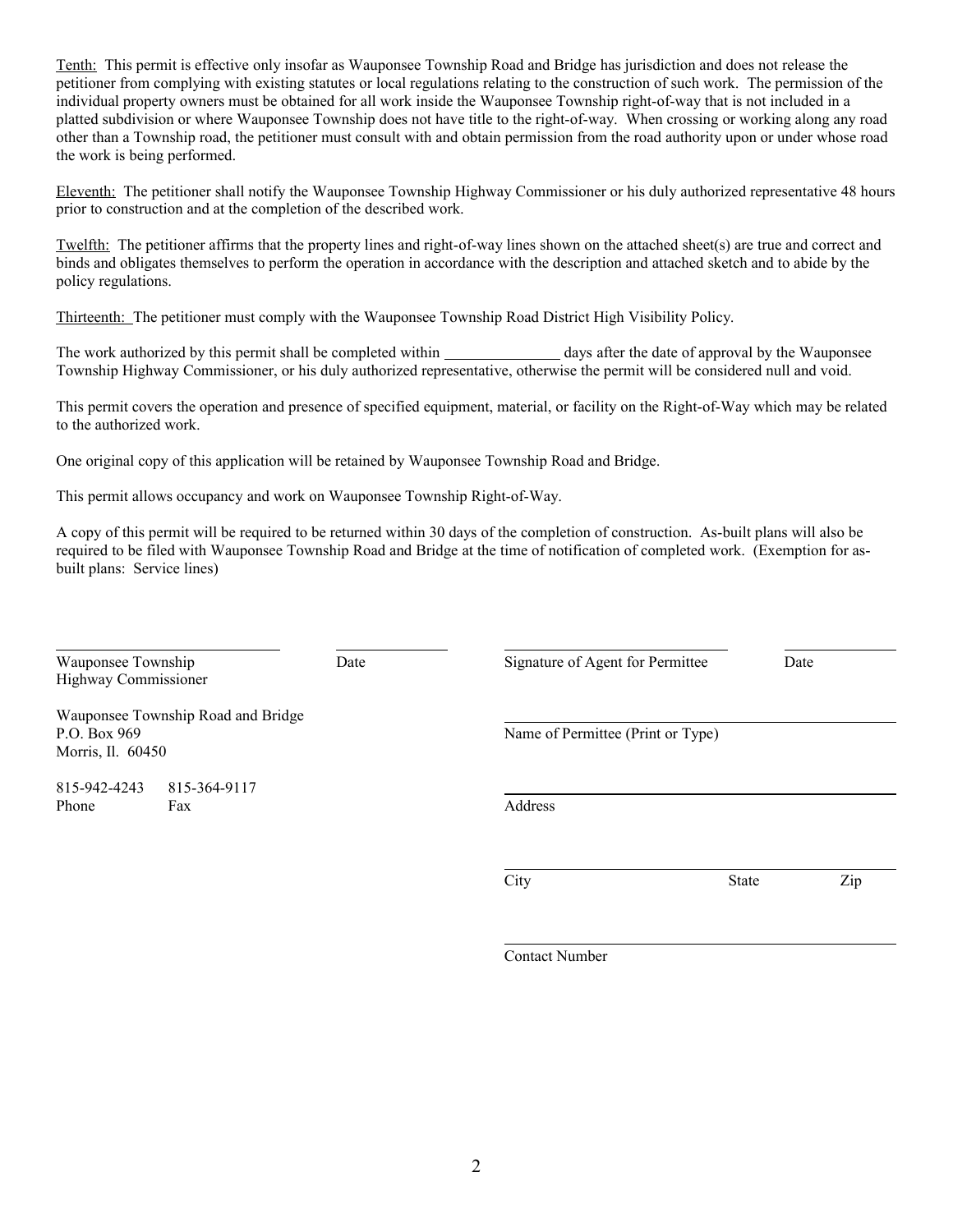Tenth: This permit is effective only insofar as Wauponsee Township Road and Bridge has jurisdiction and does not release the petitioner from complying with existing statutes or local regulations relating to the construction of such work. The permission of the individual property owners must be obtained for all work inside the Wauponsee Township right-of-way that is not included in a platted subdivision or where Wauponsee Township does not have title to the right-of-way. When crossing or working along any road other than a Township road, the petitioner must consult with and obtain permission from the road authority upon or under whose road the work is being performed.

Eleventh: The petitioner shall notify the Wauponsee Township Highway Commissioner or his duly authorized representative 48 hours prior to construction and at the completion of the described work.

Twelfth: The petitioner affirms that the property lines and right-of-way lines shown on the attached sheet(s) are true and correct and binds and obligates themselves to perform the operation in accordance with the description and attached sketch and to abide by the policy regulations.

Thirteenth: The petitioner must comply with the Wauponsee Township Road District High Visibility Policy.

The work authorized by this permit shall be completed within _______________ days after the date of approval by the Wauponsee Township Highway Commissioner, or his duly authorized representative, otherwise the permit will be considered null and void.

This permit covers the operation and presence of specified equipment, material, or facility on the Right-of-Way which may be related to the authorized work.

One original copy of this application will be retained by Wauponsee Township Road and Bridge.

This permit allows occupancy and work on Wauponsee Township Right-of-Way.

A copy of this permit will be required to be returned within 30 days of the completion of construction. As-built plans will also be required to be filed with Wauponsee Township Road and Bridge at the time of notification of completed work. (Exemption for as-built plans: Service lines)

_____________________________ _______________
Wauponsee Township Highway Commissioner Date

_____________________________ _______________
Signature of Agent for Permittee Date

Wauponsee Township Road and Bridge
P.O. Box 969
Morris, Il. 60450

815-942-4243 Phone
815-364-9117 Fax

_____________________________
Name of Permittee (Print or Type)

_____________________________
Address

_____________________________
City State Zip

_____________________________
Contact Number